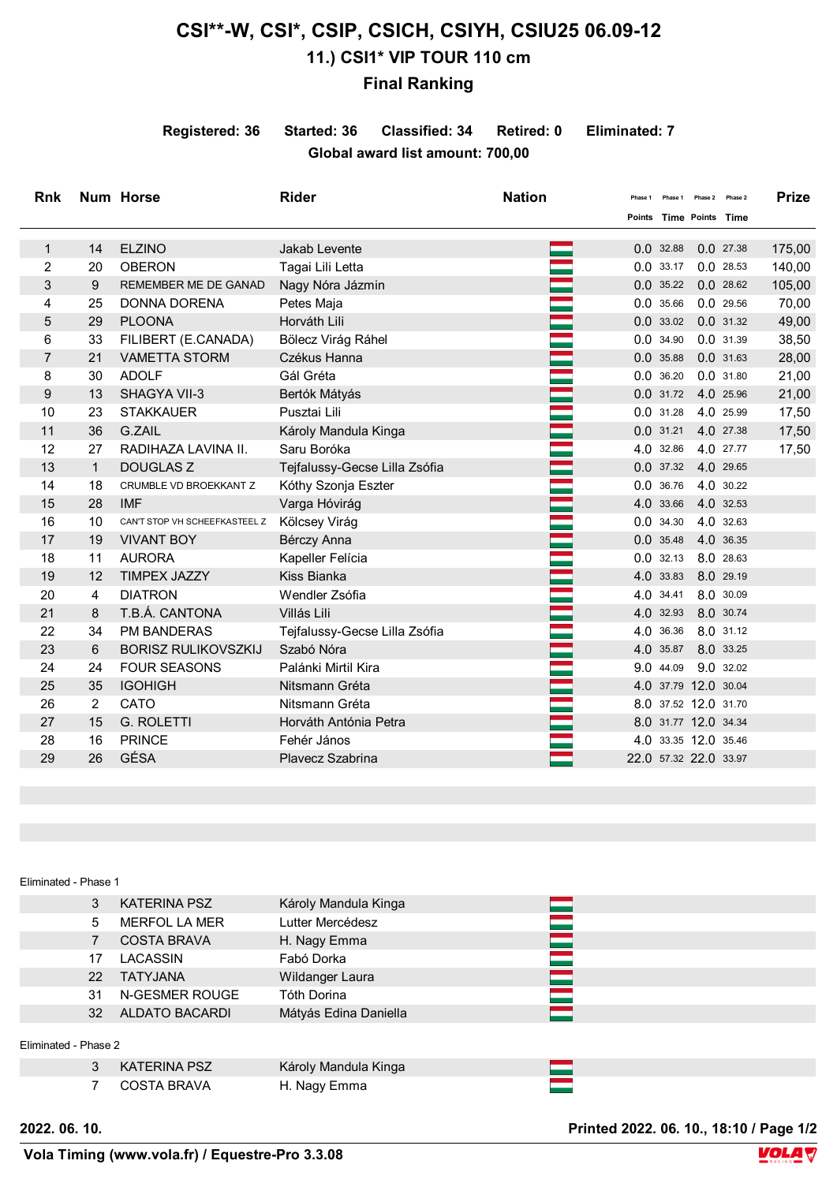# CSI**-W, CSI*, CSIP, CSICH, CSIYH, CSIU25 06.09-12

## 11.) CSI1* VIP TOUR 110 cm

## Final Ranking

**Registered: 36 Started: 36 Classified: 34 Retired: 0 Eliminated: 7**

**Global award list amount: 700,00**

| Rnk | Num | Horse | Rider | Nation | Phase 1 Points | Phase 1 Time | Phase 2 Points | Phase 2 Time | Prize |
|---|---|---|---|---|---|---|---|---|---|
| 1 | 14 | ELZINO | Jakab Levente | | 0.0 | 32.88 | 0.0 | 27.38 | 175,00 |
| 2 | 20 | OBERON | Tagai Lili Letta | | 0.0 | 33.17 | 0.0 | 28.53 | 140,00 |
| 3 | 9 | REMEMBER ME DE GANAD | Nagy Nóra Jázmin | | 0.0 | 35.22 | 0.0 | 28.62 | 105,00 |
| 4 | 25 | DONNA DORENA | Petes Maja | | 0.0 | 35.66 | 0.0 | 29.56 | 70,00 |
| 5 | 29 | PLOONA | Horváth Lili | | 0.0 | 33.02 | 0.0 | 31.32 | 49,00 |
| 6 | 33 | FILIBERT (E.CANADA) | Bölecz Virág Ráhel | | 0.0 | 34.90 | 0.0 | 31.39 | 38,50 |
| 7 | 21 | VAMETTA STORM | Czékus Hanna | | 0.0 | 35.88 | 0.0 | 31.63 | 28,00 |
| 8 | 30 | ADOLF | Gál Gréta | | 0.0 | 36.20 | 0.0 | 31.80 | 21,00 |
| 9 | 13 | SHAGYA VII-3 | Bertók Mátyás | | 0.0 | 31.72 | 4.0 | 25.96 | 21,00 |
| 10 | 23 | STAKKAUER | Pusztai Lili | | 0.0 | 31.28 | 4.0 | 25.99 | 17,50 |
| 11 | 36 | G.ZAIL | Károly Mandula Kinga | | 0.0 | 31.21 | 4.0 | 27.38 | 17,50 |
| 12 | 27 | RADIHAZA LAVINA II. | Saru Boróka | | 4.0 | 32.86 | 4.0 | 27.77 | 17,50 |
| 13 | 1 | DOUGLAS Z | Tejfalussy-Gecse Lilla Zsófia | | 0.0 | 37.32 | 4.0 | 29.65 | |
| 14 | 18 | CRUMBLE VD BROEKKANT Z | Kóthy Szonja Eszter | | 0.0 | 36.76 | 4.0 | 30.22 | |
| 15 | 28 | IMF | Varga Hóvirág | | 4.0 | 33.66 | 4.0 | 32.53 | |
| 16 | 10 | CAN'T STOP VH SCHEEFKASTEEL Z | Kölcsey Virág | | 0.0 | 34.30 | 4.0 | 32.63 | |
| 17 | 19 | VIVANT BOY | Bérczy Anna | | 0.0 | 35.48 | 4.0 | 36.35 | |
| 18 | 11 | AURORA | Kapeller Felícia | | 0.0 | 32.13 | 8.0 | 28.63 | |
| 19 | 12 | TIMPEX JAZZY | Kiss Bianka | | 4.0 | 33.83 | 8.0 | 29.19 | |
| 20 | 4 | DIATRON | Wendler Zsófia | | 4.0 | 34.41 | 8.0 | 30.09 | |
| 21 | 8 | T.B.Á. CANTONA | Villás Lili | | 4.0 | 32.93 | 8.0 | 30.74 | |
| 22 | 34 | PM BANDERAS | Tejfalussy-Gecse Lilla Zsófia | | 4.0 | 36.36 | 8.0 | 31.12 | |
| 23 | 6 | BORISZ RULIKOVSZKIJ | Szabó Nóra | | 4.0 | 35.87 | 8.0 | 33.25 | |
| 24 | 24 | FOUR SEASONS | Palánki Mirtil Kira | | 9.0 | 44.09 | 9.0 | 32.02 | |
| 25 | 35 | IGOHIGH | Nitsmann Gréta | | 4.0 | 37.79 | 12.0 | 30.04 | |
| 26 | 2 | CATO | Nitsmann Gréta | | 8.0 | 37.52 | 12.0 | 31.70 | |
| 27 | 15 | G. ROLETTI | Horváth Antónia Petra | | 8.0 | 31.77 | 12.0 | 34.34 | |
| 28 | 16 | PRINCE | Fehér János | | 4.0 | 33.35 | 12.0 | 35.46 | |
| 29 | 26 | GÉSA | Plavecz Szabrina | | 22.0 | 57.32 | 22.0 | 33.97 | |

Eliminated - Phase 1

| Num | Horse | Rider | Nation |
|---|---|---|---|
| 3 | KATERINA PSZ | Károly Mandula Kinga | |
| 5 | MERFOL LA MER | Lutter Mercédesz | |
| 7 | COSTA BRAVA | H. Nagy Emma | |
| 17 | LACASSIN | Fabó Dorka | |
| 22 | TATYJANA | Wildanger Laura | |
| 31 | N-GESMER ROUGE | Tóth Dorina | |
| 32 | ALDATO BACARDI | Mátyás Edina Daniella | |

Eliminated - Phase 2

| Num | Horse | Rider | Nation |
|---|---|---|---|
| 3 | KATERINA PSZ | Károly Mandula Kinga | |
| 7 | COSTA BRAVA | H. Nagy Emma | |

2022. 06. 10.

Printed 2022. 06. 10., 18:10

Vola Timing (www.vola.fr) / Equestre-Pro 3.3.08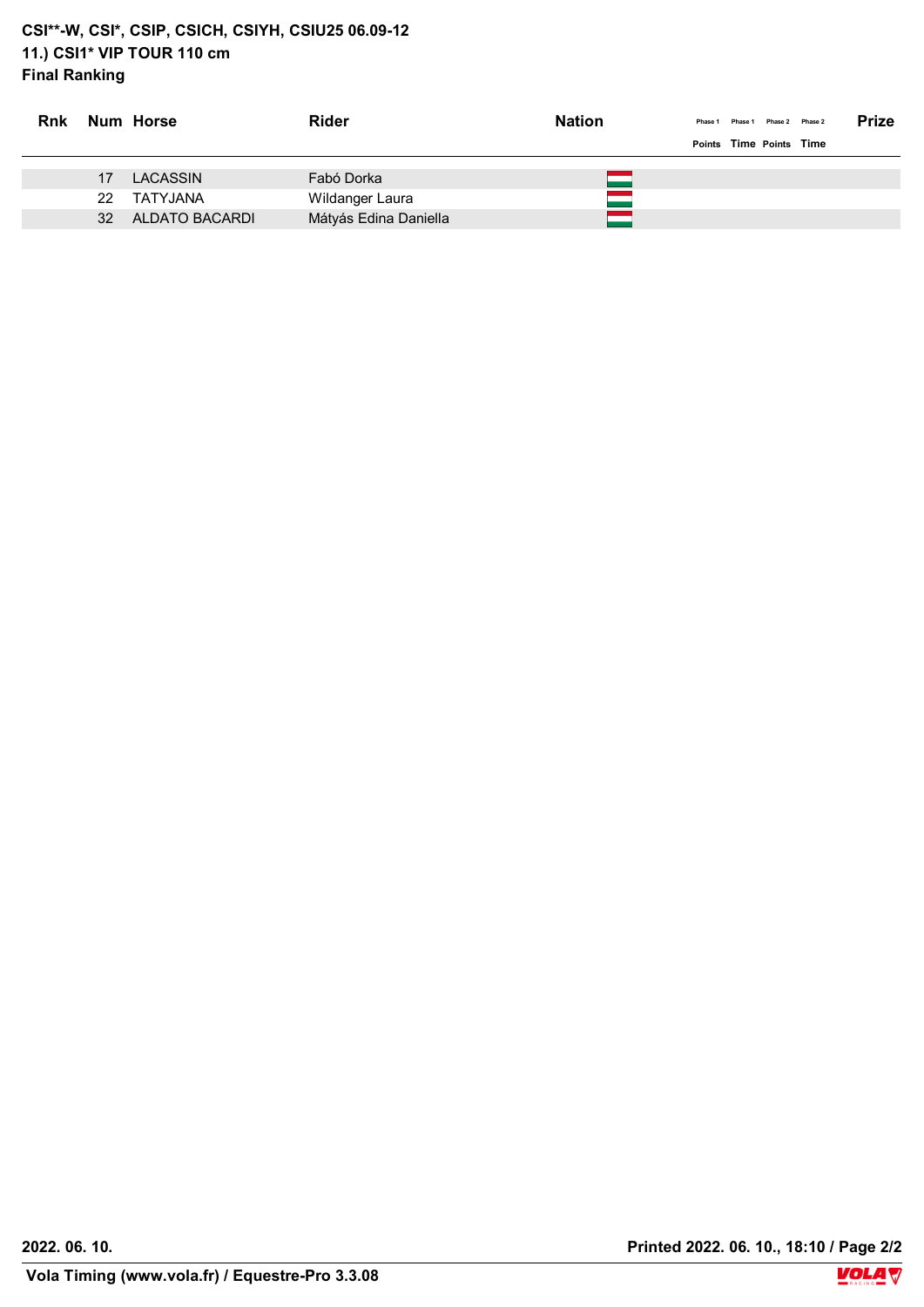**CSI**-W, CSI*, CSIP, CSICH, CSIYH, CSIU25 06.09-12**

**11.) CSI1* VIP TOUR 110 cm**

**Final Ranking**

| Rnk | Num | Horse | Rider | Nation | Phase 1 Points | Phase 1 Time | Phase 2 Points | Phase 2 Time | Prize |
|---|---|---|---|---|---|---|---|---|---|
| | 17 | LACASSIN | Fabó Dorka | | | | | | |
| | 22 | TATYJANA | Wildanger Laura | | | | | | |
| | 32 | ALDATO BACARDI | Mátyás Edina Daniella | | | | | | |

2022. 06. 10.

Printed 2022. 06. 10., 18:10

Vola Timing (www.vola.fr) / Equestre-Pro 3.3.08